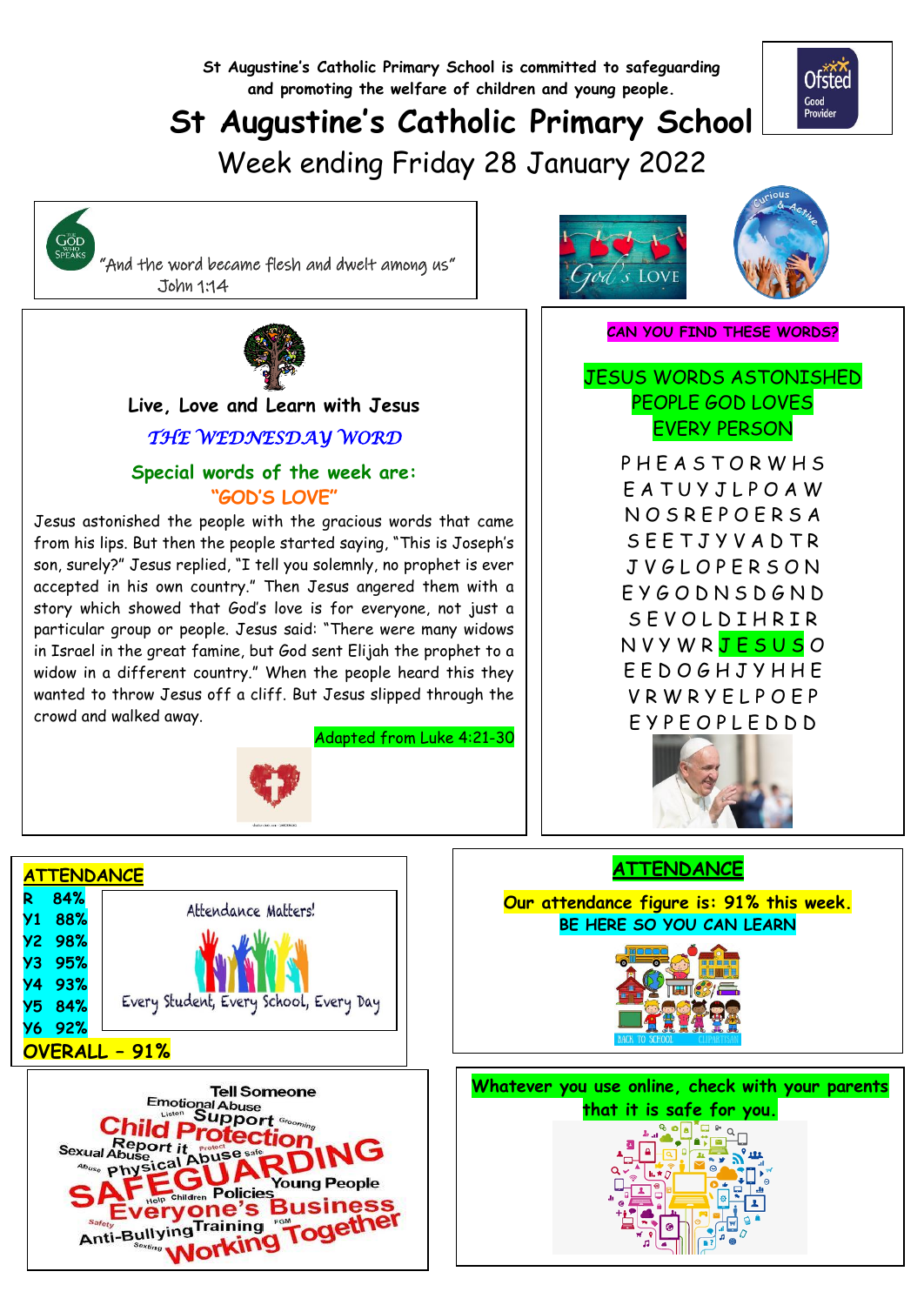St Augustine's Catholic Primary School is committed to safeguarding and promoting the welfare of children and young people.

# St Augustine's Catholic Primary School

## Week ending Friday 28 January 2022

"And the word became flesh and dwelt among us"
John 1:14

### Live, Love and Learn with Jesus

*THE WEDNESDAY WORD*

**Special words of the week are:**
**"GOD'S LOVE"**

Jesus astonished the people with the gracious words that came from his lips. But then the people started saying, "This is Joseph's son, surely?" Jesus replied, "I tell you solemnly, no prophet is ever accepted in his own country." Then Jesus angered them with a story which showed that God's love is for everyone, not just a particular group or people. Jesus said: "There were many widows in Israel in the great famine, but God sent Elijah the prophet to a widow in a different country." When the people heard this they wanted to throw Jesus off a cliff. But Jesus slipped through the crowd and walked away.

Adapted from Luke 4:21-30

**CAN YOU FIND THESE WORDS?**

JESUS WORDS ASTONISHED
PEOPLE GOD LOVES
EVERY PERSON

```
P H E A S T O R W H S
E A T U Y J L P O A W
N O S R E P O E R S A
S E E T J Y V A D T R
J V G L O P E R S O N
E Y G O D N S D G N D
S E V O L D I H R I R
N V Y W R J E S U S O
E E D O G H J Y H H E
V R W R Y E L P O E P
E Y P E O P L E D D D
```

**ATTENDANCE**

| Class | Attendance |
|---|---|
| R | 84% |
| Y1 | 88% |
| Y2 | 98% |
| Y3 | 95% |
| Y4 | 93% |
| Y5 | 84% |
| Y6 | 92% |

**OVERALL – 91%**

Attendance Matters!
Every Student, Every School, Every Day

**ATTENDANCE**

**Our attendance figure is: 91% this week.**
**BE HERE SO YOU CAN LEARN**

Whatever you use online, check with your parents that it is safe for you.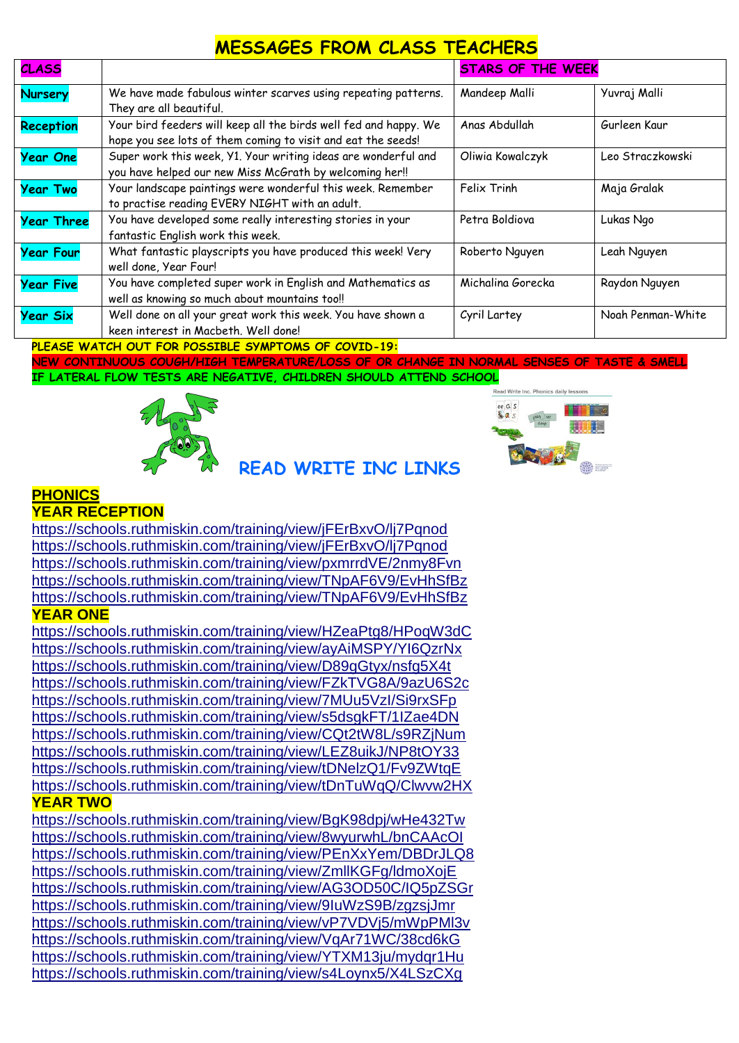# MESSAGES FROM CLASS TEACHERS

| CLASS | | STARS OF THE WEEK | |
|---|---|---|---|
| Nursery | We have made fabulous winter scarves using repeating patterns. They are all beautiful. | Mandeep Malli | Yuvraj Malli |
| Reception | Your bird feeders will keep all the birds well fed and happy. We hope you see lots of them coming to visit and eat the seeds! | Anas Abdullah | Gurleen Kaur |
| Year One | Super work this week, Y1. Your writing ideas are wonderful and you have helped our new Miss McGrath by welcoming her!! | Oliwia Kowalczyk | Leo Straczkowski |
| Year Two | Your landscape paintings were wonderful this week. Remember to practise reading EVERY NIGHT with an adult. | Felix Trinh | Maja Gralak |
| Year Three | You have developed some really interesting stories in your fantastic English work this week. | Petra Boldiova | Lukas Ngo |
| Year Four | What fantastic playscripts you have produced this week! Very well done, Year Four! | Roberto Nguyen | Leah Nguyen |
| Year Five | You have completed super work in English and Mathematics as well as knowing so much about mountains too!! | Michalina Gorecka | Raydon Nguyen |
| Year Six | Well done on all your great work this week. You have shown a keen interest in Macbeth. Well done! | Cyril Lartey | Noah Penman-White |

**PLEASE WATCH OUT FOR POSSIBLE SYMPTOMS OF COVID-19:**
**NEW CONTINUOUS COUGH/HIGH TEMPERATURE/LOSS OF OR CHANGE IN NORMAL SENSES OF TASTE & SMELL**
**IF LATERAL FLOW TESTS ARE NEGATIVE, CHILDREN SHOULD ATTEND SCHOOL**

## READ WRITE INC LINKS

### PHONICS

### YEAR RECEPTION

https://schools.ruthmiskin.com/training/view/jFErBxvO/lj7Pqnod
https://schools.ruthmiskin.com/training/view/jFErBxvO/lj7Pqnod
https://schools.ruthmiskin.com/training/view/pxmrrdVE/2nmy8Fvn
https://schools.ruthmiskin.com/training/view/TNpAF6V9/EvHhSfBz
https://schools.ruthmiskin.com/training/view/TNpAF6V9/EvHhSfBz

### YEAR ONE

https://schools.ruthmiskin.com/training/view/HZeaPtg8/HPoqW3dC
https://schools.ruthmiskin.com/training/view/ayAiMSPY/YI6QzrNx
https://schools.ruthmiskin.com/training/view/D89qGtyx/nsfg5X4t
https://schools.ruthmiskin.com/training/view/FZkTVG8A/9azU6S2c
https://schools.ruthmiskin.com/training/view/7MUu5VzI/Si9rxSFp
https://schools.ruthmiskin.com/training/view/s5dsgkFT/1IZae4DN
https://schools.ruthmiskin.com/training/view/CQt2tW8L/s9RZjNum
https://schools.ruthmiskin.com/training/view/LEZ8uikJ/NP8tOY33
https://schools.ruthmiskin.com/training/view/tDNelzQ1/Fv9ZWtqE
https://schools.ruthmiskin.com/training/view/tDnTuWqQ/Clwvw2HX

### YEAR TWO

https://schools.ruthmiskin.com/training/view/BgK98dpj/wHe432Tw
https://schools.ruthmiskin.com/training/view/8wyurwhL/bnCAAcOI
https://schools.ruthmiskin.com/training/view/PEnXxYem/DBDrJLQ8
https://schools.ruthmiskin.com/training/view/ZmllKGFg/ldmoXojE
https://schools.ruthmiskin.com/training/view/AG3OD50C/lQ5pZSGr
https://schools.ruthmiskin.com/training/view/9luWzS9B/zgzsjJmr
https://schools.ruthmiskin.com/training/view/vP7VDVj5/mWpPMl3v
https://schools.ruthmiskin.com/training/view/VqAr71WC/38cd6kG
https://schools.ruthmiskin.com/training/view/YTXM13ju/mydqr1Hu
https://schools.ruthmiskin.com/training/view/s4Loynx5/X4LSzCXg